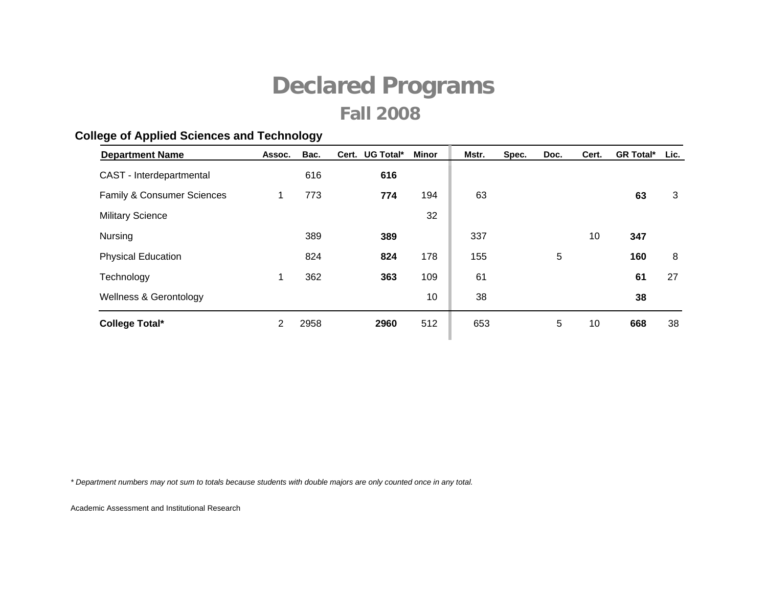# Declared Programs

## Fall 2008

### College of Applied Sciences and Technology

| Department Name | Assoc. | Bac. | Cert. | UG Total* | Minor | Mstr. | Spec. | Doc. | Cert. | GR Total* | Lic. |
|---|---|---|---|---|---|---|---|---|---|---|---|
| CAST - Interdepartmental | | 616 | | **616** | | | | | | | |
| Family & Consumer Sciences | 1 | 773 | | **774** | 194 | 63 | | | | **63** | 3 |
| Military Science | | | | | 32 | | | | | | |
| Nursing | | 389 | | **389** | | 337 | | | 10 | **347** | |
| Physical Education | | 824 | | **824** | 178 | 155 | | 5 | | **160** | 8 |
| Technology | 1 | 362 | | **363** | 109 | 61 | | | | **61** | 27 |
| Wellness & Gerontology | | | | | 10 | 38 | | | | **38** | |
| **College Total*** | 2 | 2958 | | **2960** | 512 | 653 | | 5 | 10 | **668** | 38 |

*\* Department numbers may not sum to totals because students with double majors are only counted once in any total.*

Academic Assessment and Institutional Research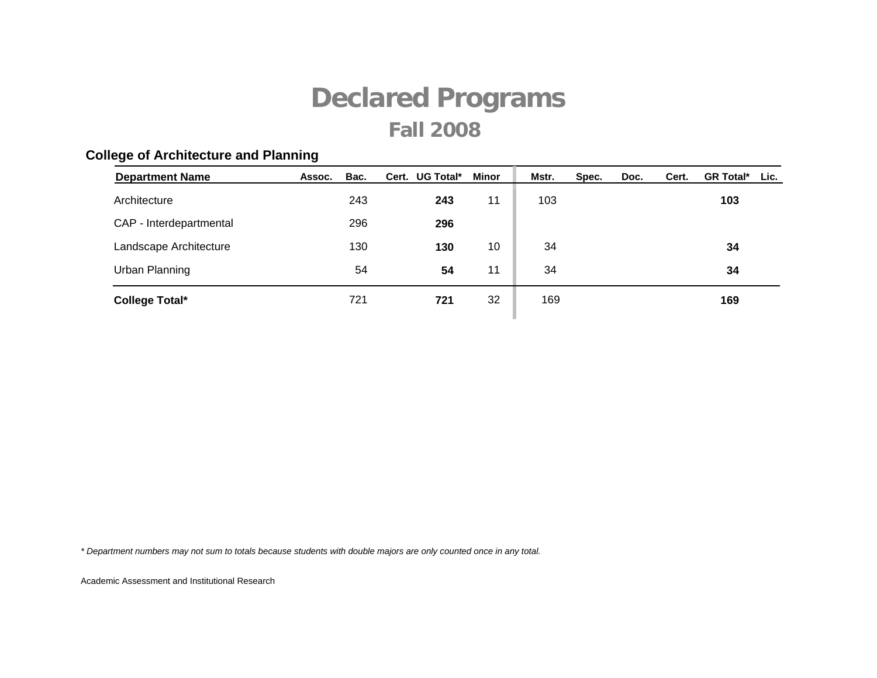# Declared Programs

## Fall 2008

### College of Architecture and Planning

| Department Name | Assoc. | Bac. | Cert. | UG Total* | Minor | Mstr. | Spec. | Doc. | Cert. | GR Total* | Lic. |
|---|---|---|---|---|---|---|---|---|---|---|---|
| Architecture | | 243 | | **243** | 11 | 103 | | | | **103** | |
| CAP - Interdepartmental | | 296 | | **296** | | | | | | | |
| Landscape Architecture | | 130 | | **130** | 10 | 34 | | | | **34** | |
| Urban Planning | | 54 | | **54** | 11 | 34 | | | | **34** | |
| **College Total*** | | 721 | | **721** | 32 | 169 | | | | **169** | |

*\* Department numbers may not sum to totals because students with double majors are only counted once in any total.*

Academic Assessment and Institutional Research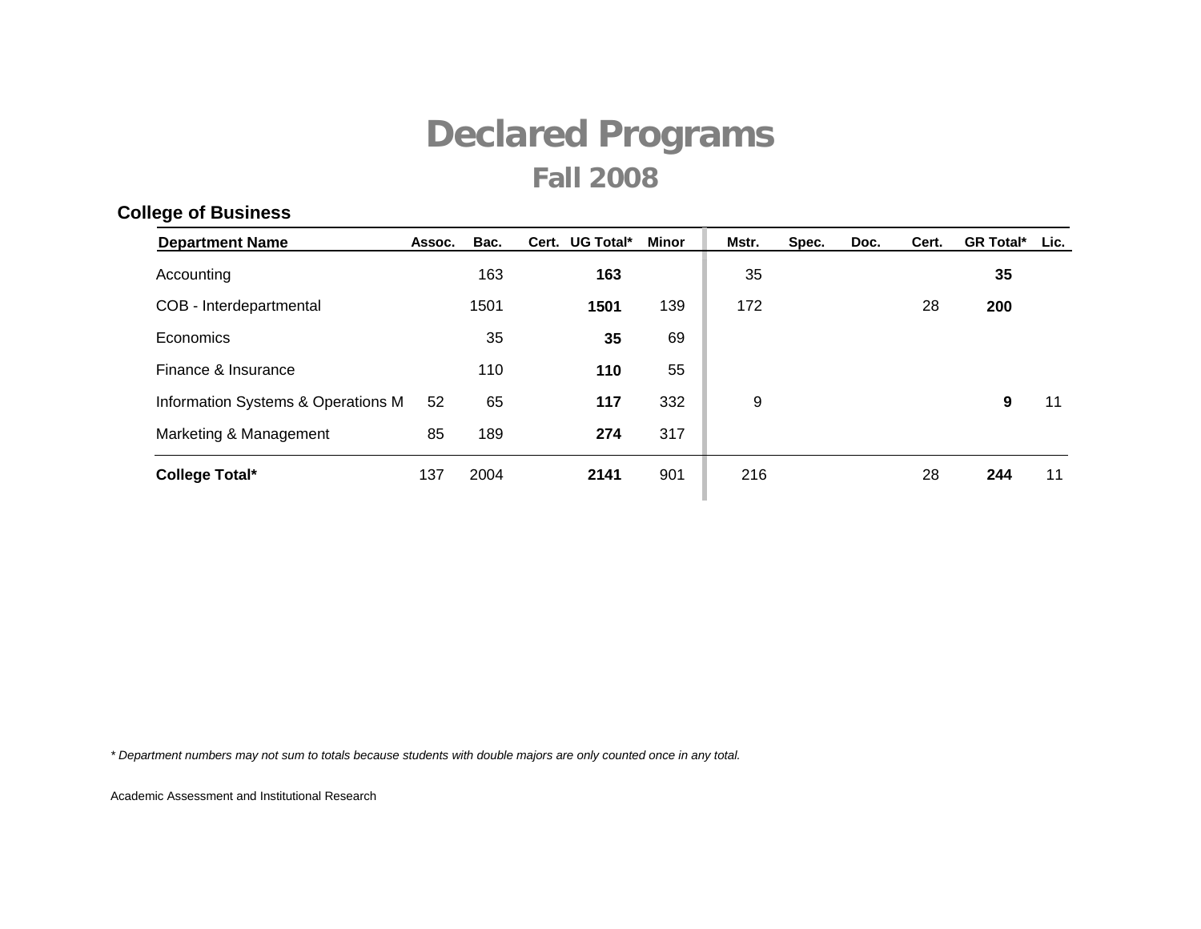# Declared Programs

## Fall 2008

### College of Business

| Department Name | Assoc. | Bac. | Cert. | UG Total* | Minor | Mstr. | Spec. | Doc. | Cert. | GR Total* | Lic. |
|---|---|---|---|---|---|---|---|---|---|---|---|
| Accounting | | 163 | | **163** | | 35 | | | | **35** | |
| COB - Interdepartmental | | 1501 | | **1501** | 139 | 172 | | | 28 | **200** | |
| Economics | | 35 | | **35** | 69 | | | | | | |
| Finance & Insurance | | 110 | | **110** | 55 | | | | | | |
| Information Systems & Operations M | 52 | 65 | | **117** | 332 | 9 | | | | **9** | 11 |
| Marketing & Management | 85 | 189 | | **274** | 317 | | | | | | |
| **College Total*** | 137 | 2004 | | **2141** | 901 | 216 | | | 28 | **244** | 11 |

*\* Department numbers may not sum to totals because students with double majors are only counted once in any total.*

Academic Assessment and Institutional Research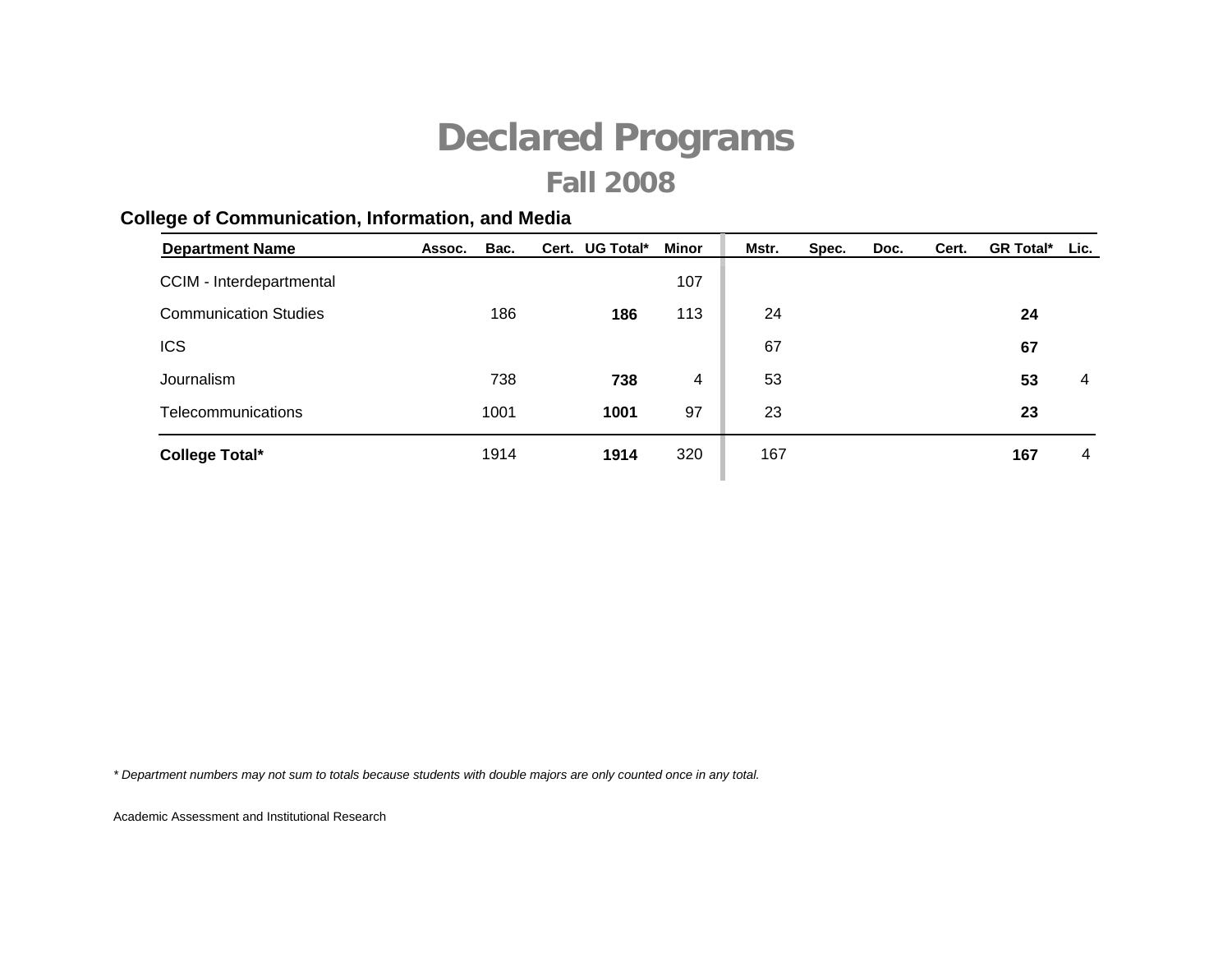# Declared Programs

## Fall 2008

### College of Communication, Information, and Media

| Department Name | Assoc. | Bac. | Cert. | UG Total* | Minor | Mstr. | Spec. | Doc. | Cert. | GR Total* | Lic. |
|---|---|---|---|---|---|---|---|---|---|---|---|
| CCIM - Interdepartmental | | | | | 107 | | | | | | |
| Communication Studies | | 186 | | **186** | 113 | 24 | | | | **24** | |
| ICS | | | | | | 67 | | | | **67** | |
| Journalism | | 738 | | **738** | 4 | 53 | | | | **53** | 4 |
| Telecommunications | | 1001 | | **1001** | 97 | 23 | | | | **23** | |
| **College Total*** | | 1914 | | **1914** | 320 | 167 | | | | **167** | 4 |

*\* Department numbers may not sum to totals because students with double majors are only counted once in any total.*

Academic Assessment and Institutional Research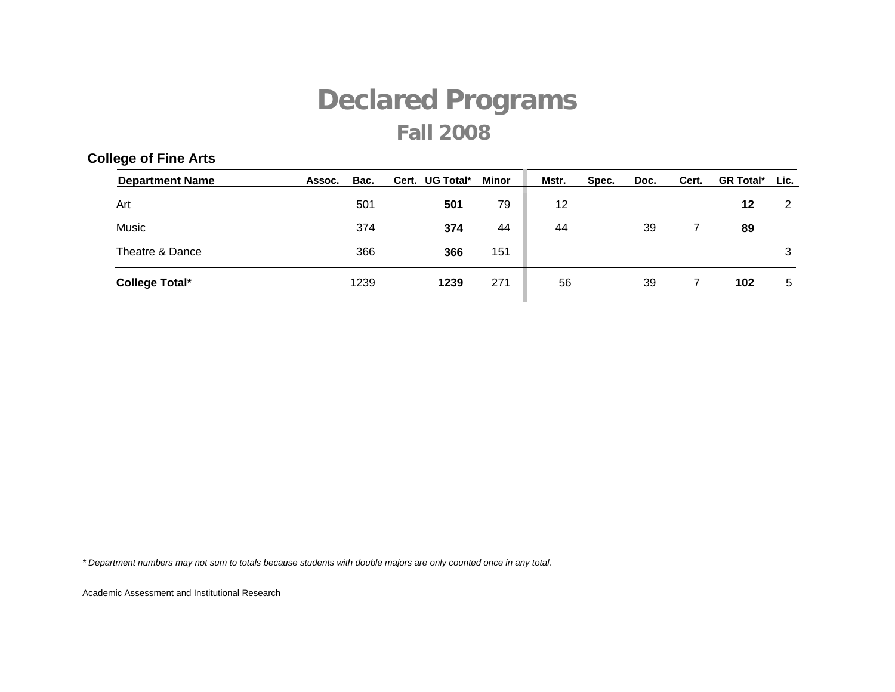# Declared Programs

## Fall 2008

### College of Fine Arts

| Department Name | Assoc. | Bac. | Cert. | UG Total* | Minor | Mstr. | Spec. | Doc. | Cert. | GR Total* | Lic. |
|---|---|---|---|---|---|---|---|---|---|---|---|
| Art | | 501 | | **501** | 79 | 12 | | | | **12** | 2 |
| Music | | 374 | | **374** | 44 | 44 | | 39 | 7 | **89** | |
| Theatre & Dance | | 366 | | **366** | 151 | | | | | | 3 |
| **College Total*** | | 1239 | | **1239** | 271 | 56 | | 39 | 7 | **102** | 5 |

*\* Department numbers may not sum to totals because students with double majors are only counted once in any total.*

Academic Assessment and Institutional Research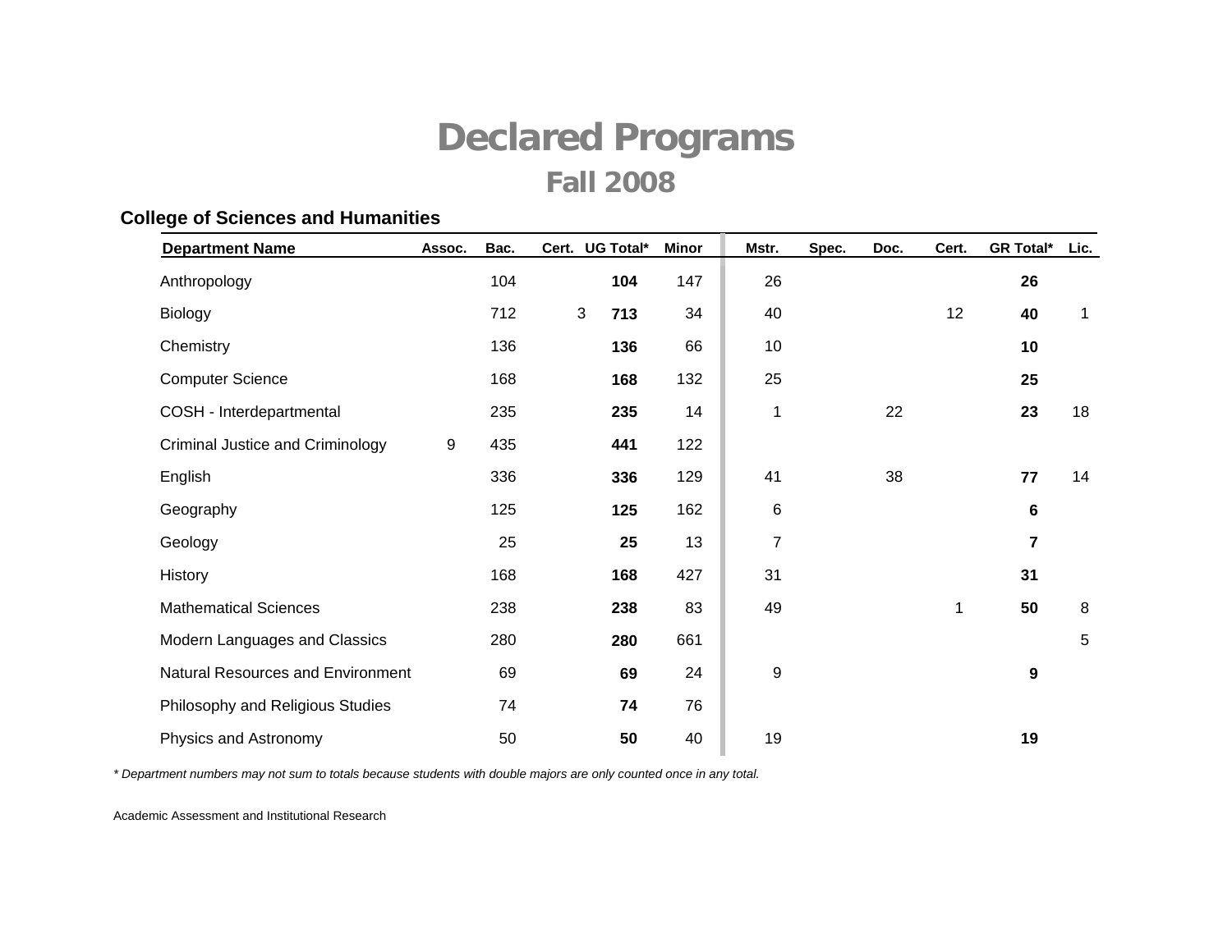# Declared Programs

## Fall 2008

### College of Sciences and Humanities

| Department Name | Assoc. | Bac. | Cert. | UG Total* | Minor | Mstr. | Spec. | Doc. | Cert. | GR Total* | Lic. |
|---|---|---|---|---|---|---|---|---|---|---|---|
| Anthropology | | 104 | | **104** | 147 | 26 | | | | **26** | |
| Biology | | 712 | 3 | **713** | 34 | 40 | | | 12 | **40** | 1 |
| Chemistry | | 136 | | **136** | 66 | 10 | | | | **10** | |
| Computer Science | | 168 | | **168** | 132 | 25 | | | | **25** | |
| COSH - Interdepartmental | | 235 | | **235** | 14 | 1 | | 22 | | **23** | 18 |
| Criminal Justice and Criminology | 9 | 435 | | **441** | 122 | | | | | | |
| English | | 336 | | **336** | 129 | 41 | | 38 | | **77** | 14 |
| Geography | | 125 | | **125** | 162 | 6 | | | | **6** | |
| Geology | | 25 | | **25** | 13 | 7 | | | | **7** | |
| History | | 168 | | **168** | 427 | 31 | | | | **31** | |
| Mathematical Sciences | | 238 | | **238** | 83 | 49 | | | 1 | **50** | 8 |
| Modern Languages and Classics | | 280 | | **280** | 661 | | | | | | 5 |
| Natural Resources and Environment | | 69 | | **69** | 24 | 9 | | | | **9** | |
| Philosophy and Religious Studies | | 74 | | **74** | 76 | | | | | | |
| Physics and Astronomy | | 50 | | **50** | 40 | 19 | | | | **19** | |

*\* Department numbers may not sum to totals because students with double majors are only counted once in any total.*

Academic Assessment and Institutional Research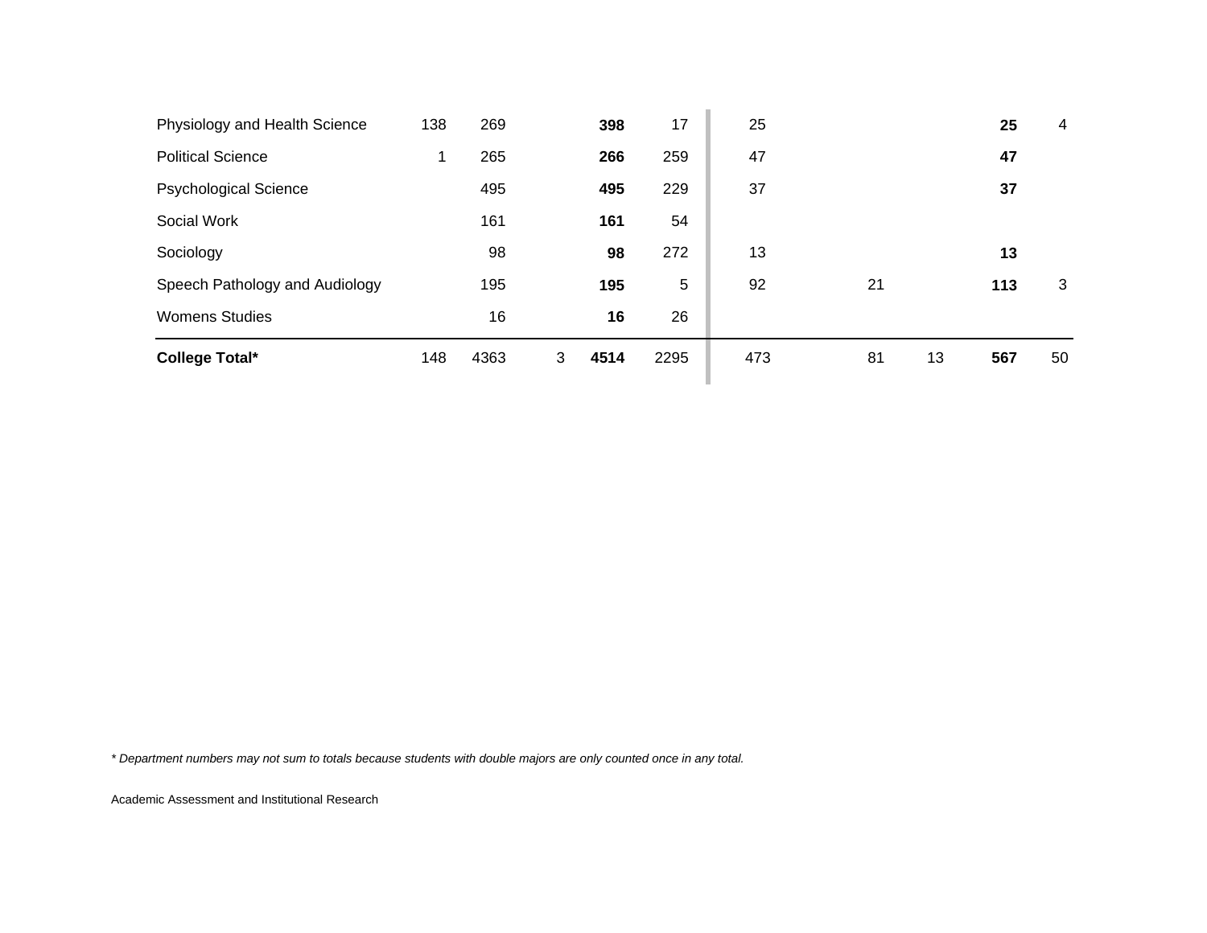| | | | | | | | | | | |
|---|---|---|---|---|---|---|---|---|---|---|
| Physiology and Health Science | 138 | 269 | | **398** | 17 | 25 | | | **25** | 4 |
| Political Science | 1 | 265 | | **266** | 259 | 47 | | | **47** | |
| Psychological Science | | 495 | | **495** | 229 | 37 | | | **37** | |
| Social Work | | 161 | | **161** | 54 | | | | | |
| Sociology | | 98 | | **98** | 272 | 13 | | | **13** | |
| Speech Pathology and Audiology | | 195 | | **195** | 5 | 92 | 21 | | **113** | 3 |
| Womens Studies | | 16 | | **16** | 26 | | | | | |
| **College Total*** | 148 | 4363 | 3 | **4514** | 2295 | 473 | 81 | 13 | **567** | 50 |

*\* Department numbers may not sum to totals because students with double majors are only counted once in any total.*

Academic Assessment and Institutional Research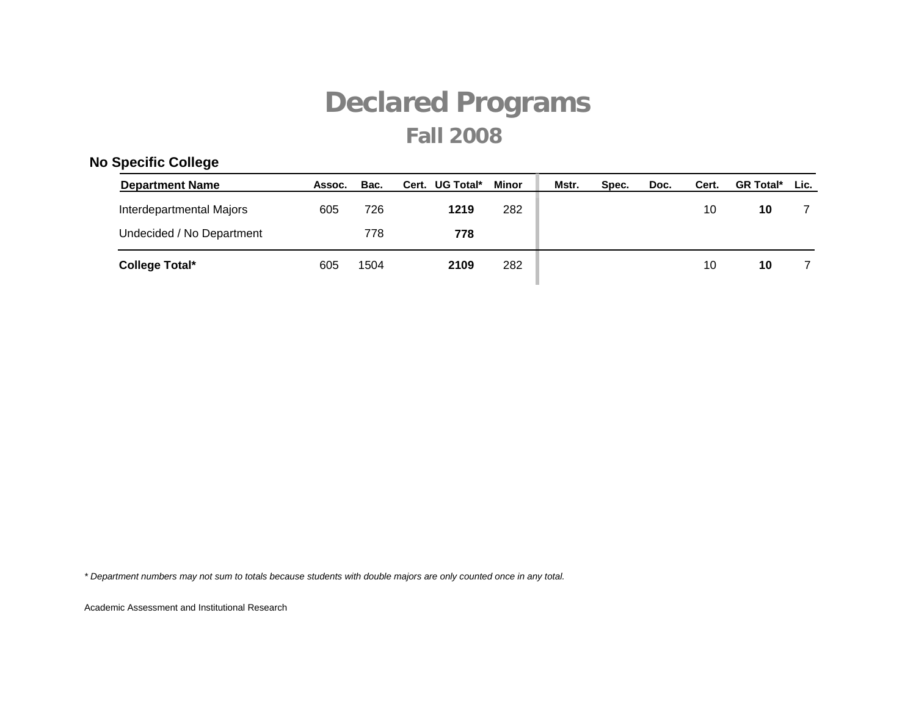# Declared Programs

## Fall 2008

### No Specific College

| Department Name | Assoc. | Bac. | Cert. | UG Total* | Minor | Mstr. | Spec. | Doc. | Cert. | GR Total* | Lic. |
|---|---|---|---|---|---|---|---|---|---|---|---|
| Interdepartmental Majors | 605 | 726 | | **1219** | 282 | | | | 10 | **10** | 7 |
| Undecided / No Department | | 778 | | **778** | | | | | | | |
| **College Total*** | 605 | 1504 | | **2109** | 282 | | | | 10 | **10** | 7 |

*\* Department numbers may not sum to totals because students with double majors are only counted once in any total.*

Academic Assessment and Institutional Research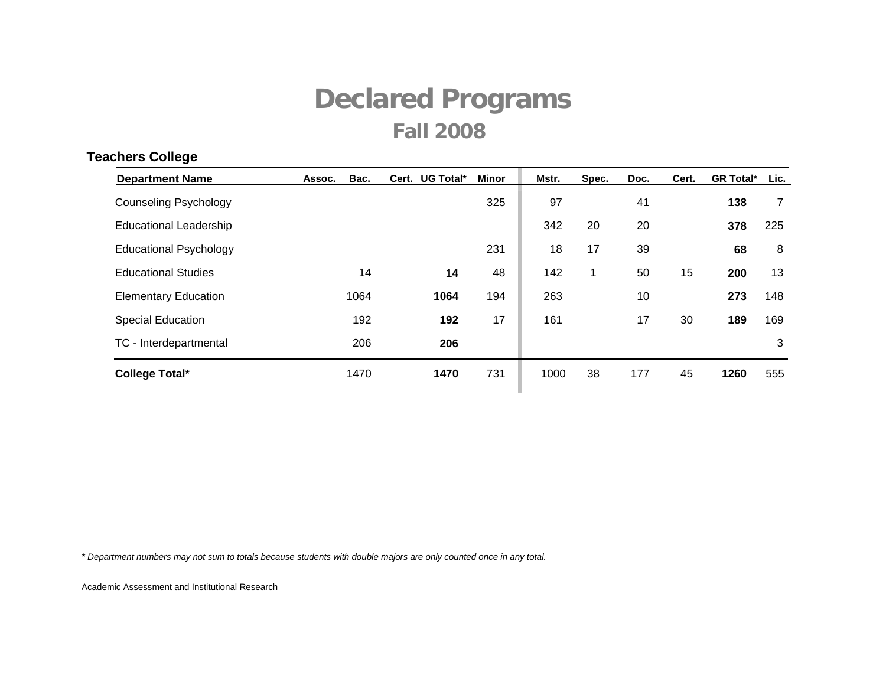# Declared Programs

## Fall 2008

### Teachers College

| Department Name | Assoc. | Bac. | Cert. | UG Total* | Minor | Mstr. | Spec. | Doc. | Cert. | GR Total* | Lic. |
|---|---|---|---|---|---|---|---|---|---|---|---|
| Counseling Psychology | | | | | 325 | 97 | | 41 | | **138** | 7 |
| Educational Leadership | | | | | | 342 | 20 | 20 | | **378** | 225 |
| Educational Psychology | | | | | 231 | 18 | 17 | 39 | | **68** | 8 |
| Educational Studies | | 14 | | **14** | 48 | 142 | 1 | 50 | 15 | **200** | 13 |
| Elementary Education | | 1064 | | **1064** | 194 | 263 | | 10 | | **273** | 148 |
| Special Education | | 192 | | **192** | 17 | 161 | | 17 | 30 | **189** | 169 |
| TC - Interdepartmental | | 206 | | **206** | | | | | | | 3 |
| **College Total*** | | 1470 | | **1470** | 731 | 1000 | 38 | 177 | 45 | **1260** | 555 |

*\* Department numbers may not sum to totals because students with double majors are only counted once in any total.*

Academic Assessment and Institutional Research